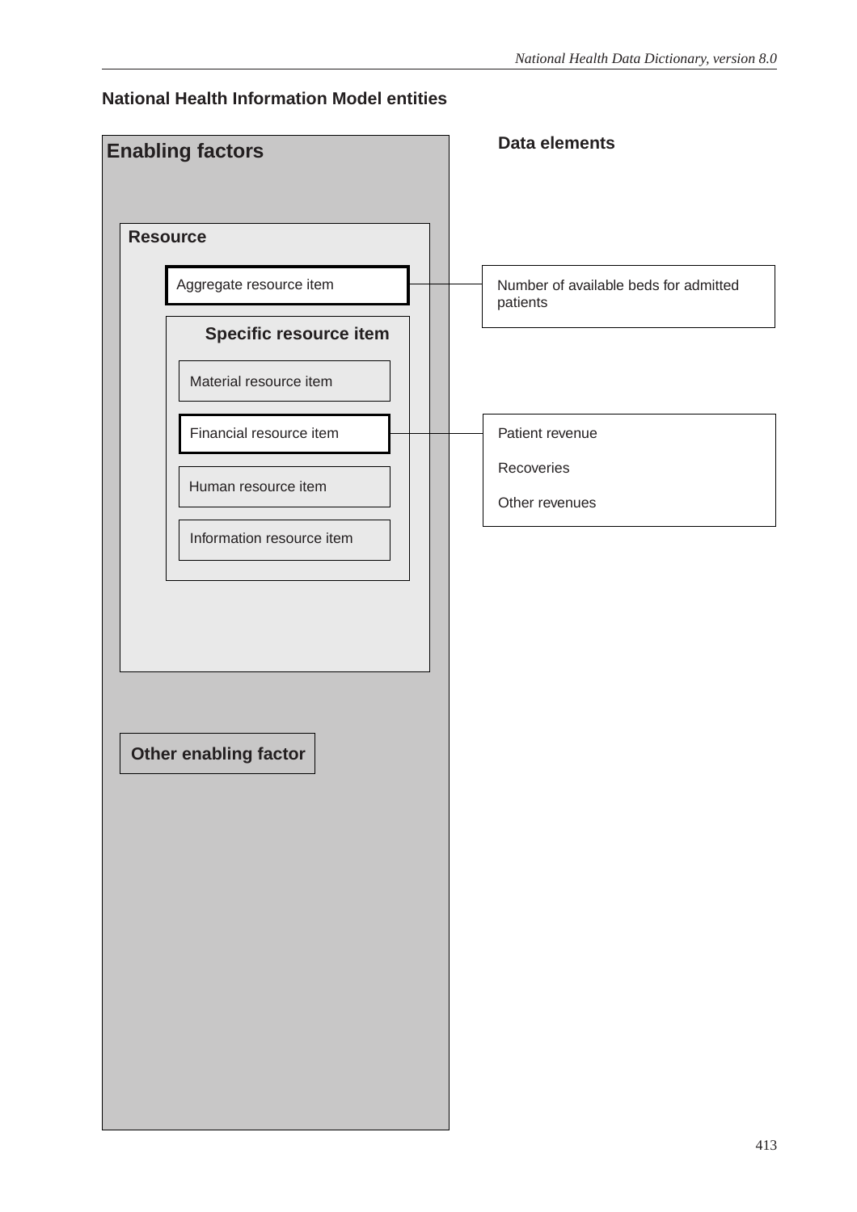## National Health Information Model entities

**Enabling factors**

**Resource**

- Aggregate resource item
- **Specific resource item**
  - Material resource item
  - Financial resource item
  - Human resource item
  - Information resource item

**Other enabling factor**

**Data elements**

- Aggregate resource item: Number of available beds for admitted patients
- Financial resource item:
  - Patient revenue
  - Recoveries
  - Other revenues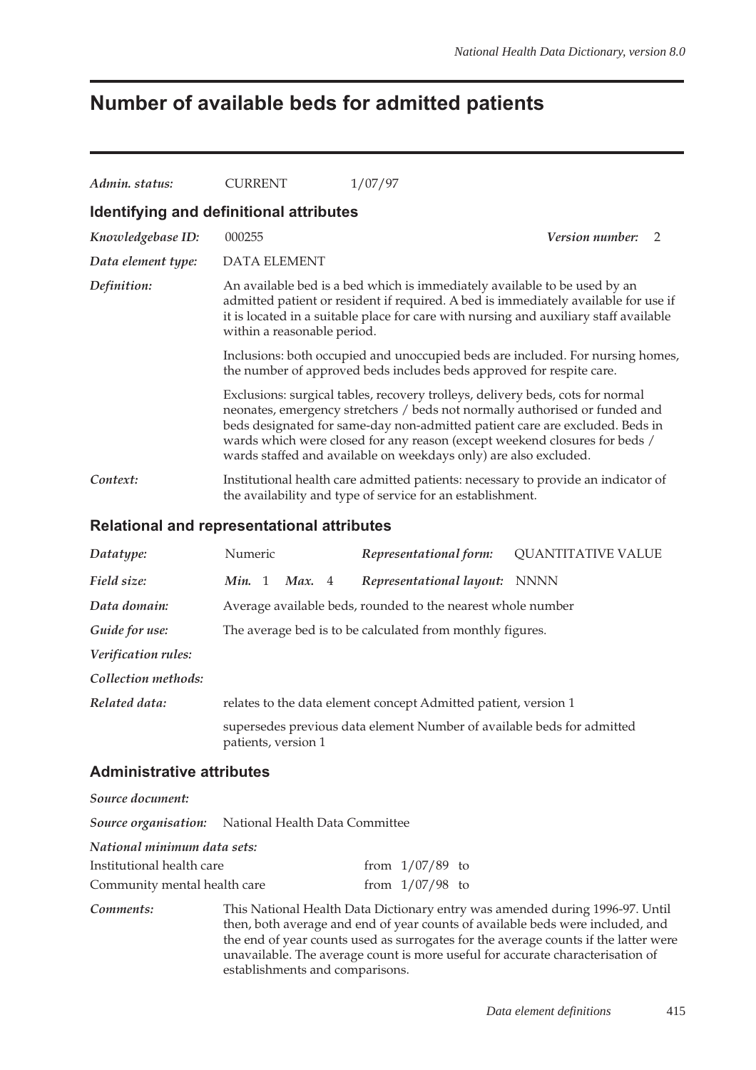# Number of available beds for admitted patients

*Admin. status:* CURRENT 1/07/97

## Identifying and definitional attributes

*Knowledgebase ID:* 000255 *Version number:* 2

*Data element type:* DATA ELEMENT

*Definition:* An available bed is a bed which is immediately available to be used by an admitted patient or resident if required. A bed is immediately available for use if it is located in a suitable place for care with nursing and auxiliary staff available within a reasonable period.

Inclusions: both occupied and unoccupied beds are included. For nursing homes, the number of approved beds includes beds approved for respite care.

Exclusions: surgical tables, recovery trolleys, delivery beds, cots for normal neonates, emergency stretchers / beds not normally authorised or funded and beds designated for same-day non-admitted patient care are excluded. Beds in wards which were closed for any reason (except weekend closures for beds / wards staffed and available on weekdays only) are also excluded.

*Context:* Institutional health care admitted patients: necessary to provide an indicator of the availability and type of service for an establishment.

## Relational and representational attributes

*Datatype:* Numeric *Representational form:* QUANTITATIVE VALUE

*Field size:* ***Min.*** 1 ***Max.*** 4 *Representational layout:* NNNN

*Data domain:* Average available beds, rounded to the nearest whole number

*Guide for use:* The average bed is to be calculated from monthly figures.

*Verification rules:*

*Collection methods:*

*Related data:* relates to the data element concept Admitted patient, version 1

supersedes previous data element Number of available beds for admitted patients, version 1

## Administrative attributes

*Source document:*

*Source organisation:* National Health Data Committee

*National minimum data sets:*

| | |
|---|---|
| Institutional health care | from 1/07/89 to |
| Community mental health care | from 1/07/98 to |

*Comments:* This National Health Data Dictionary entry was amended during 1996-97. Until then, both average and end of year counts of available beds were included, and the end of year counts used as surrogates for the average counts if the latter were unavailable. The average count is more useful for accurate characterisation of establishments and comparisons.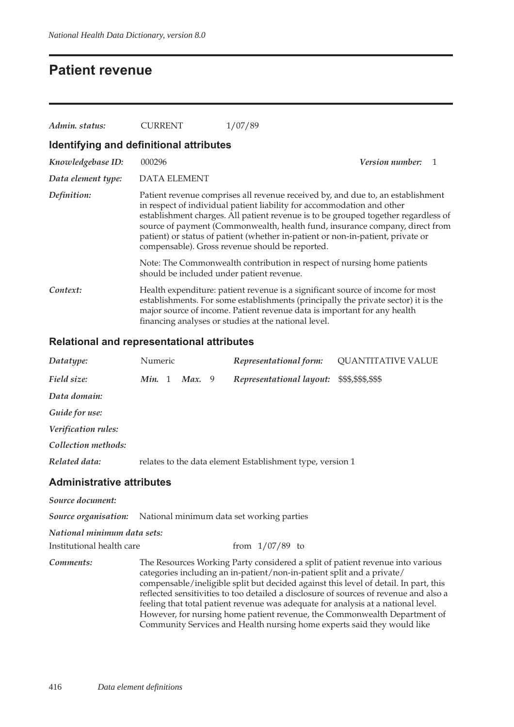# Patient revenue

| | | |
|---|---|---|
| *Admin. status:* | CURRENT | 1/07/89 |

## Identifying and definitional attributes

*Knowledgebase ID:* 000296 *Version number:* 1

*Data element type:* DATA ELEMENT

*Definition:* Patient revenue comprises all revenue received by, and due to, an establishment in respect of individual patient liability for accommodation and other establishment charges. All patient revenue is to be grouped together regardless of source of payment (Commonwealth, health fund, insurance company, direct from patient) or status of patient (whether in-patient or non-in-patient, private or compensable). Gross revenue should be reported.

Note: The Commonwealth contribution in respect of nursing home patients should be included under patient revenue.

*Context:* Health expenditure: patient revenue is a significant source of income for most establishments. For some establishments (principally the private sector) it is the major source of income. Patient revenue data is important for any health financing analyses or studies at the national level.

## Relational and representational attributes

*Datatype:* Numeric *Representational form:* QUANTITATIVE VALUE

*Field size:* ***Min.*** 1 ***Max.*** 9 *Representational layout:* $$$,$$$,$$$

*Data domain:*

*Guide for use:*

*Verification rules:*

*Collection methods:*

*Related data:* relates to the data element Establishment type, version 1

## Administrative attributes

*Source document:*

*Source organisation:* National minimum data set working parties

*National minimum data sets:*

Institutional health care from 1/07/89 to

*Comments:* The Resources Working Party considered a split of patient revenue into various categories including an in-patient/non-in-patient split and a private/compensable/ineligible split but decided against this level of detail. In part, this reflected sensitivities to too detailed a disclosure of sources of revenue and also a feeling that total patient revenue was adequate for analysis at a national level. However, for nursing home patient revenue, the Commonwealth Department of Community Services and Health nursing home experts said they would like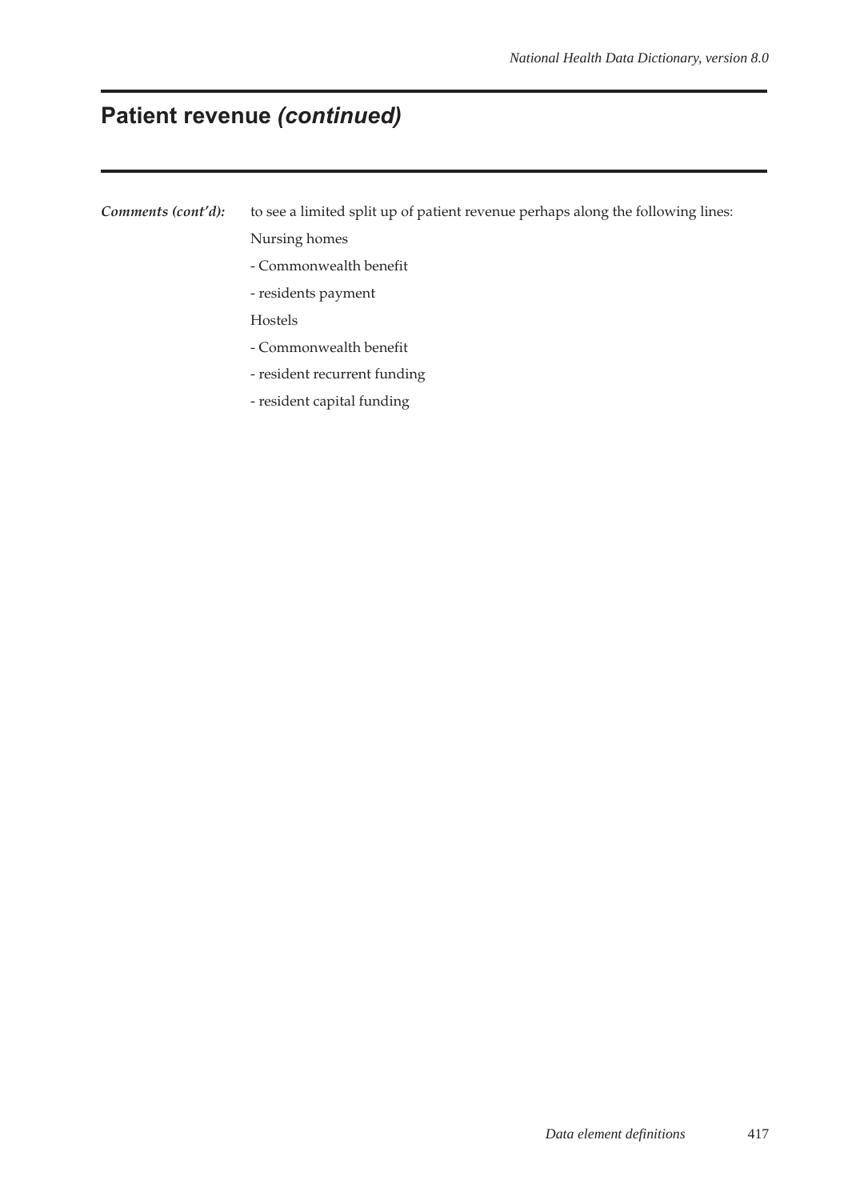## Patient revenue *(continued)*

***Comments (cont'd):*** to see a limited split up of patient revenue perhaps along the following lines:

Nursing homes

- Commonwealth benefit
- residents payment

Hostels

- Commonwealth benefit
- resident recurrent funding
- resident capital funding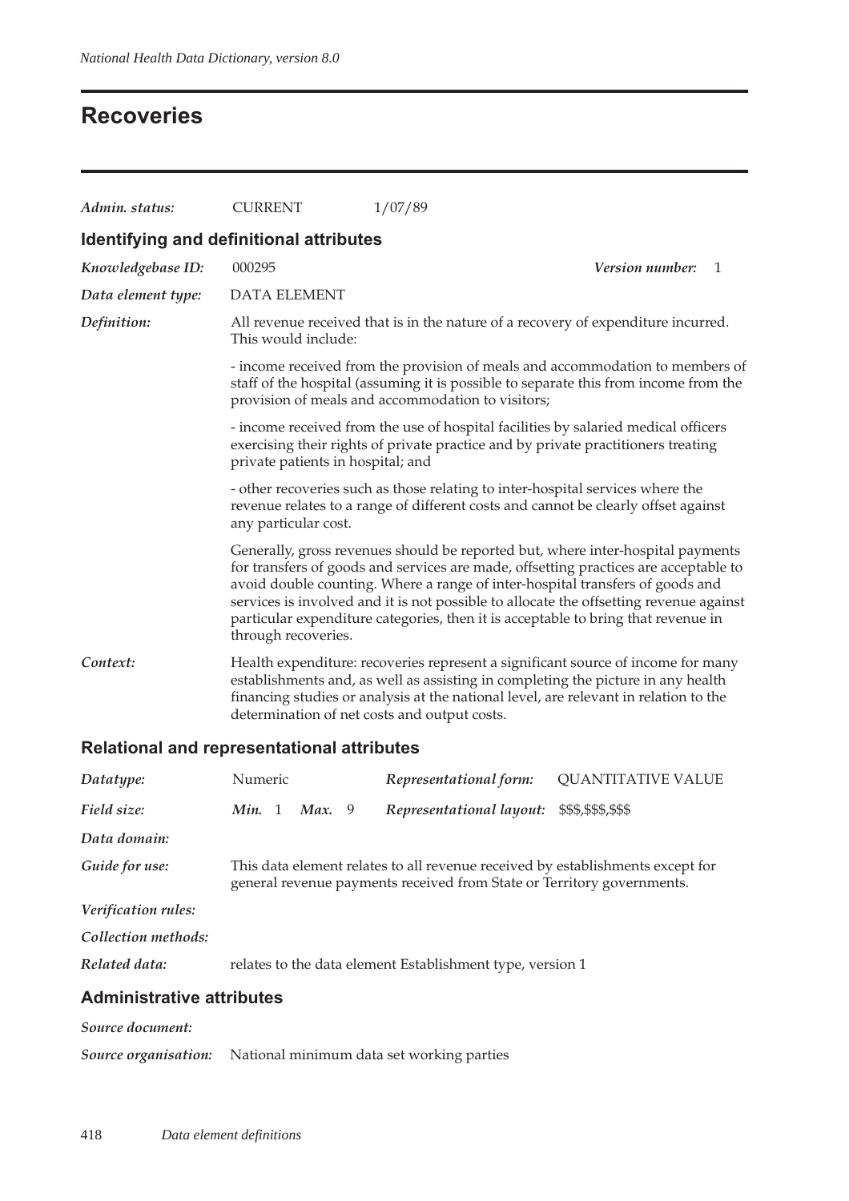# Recoveries

*Admin. status:* CURRENT 1/07/89

## Identifying and definitional attributes

*Knowledgebase ID:* 000295 *Version number:* 1

*Data element type:* DATA ELEMENT

*Definition:* All revenue received that is in the nature of a recovery of expenditure incurred. This would include:

- income received from the provision of meals and accommodation to members of staff of the hospital (assuming it is possible to separate this from income from the provision of meals and accommodation to visitors;

- income received from the use of hospital facilities by salaried medical officers exercising their rights of private practice and by private practitioners treating private patients in hospital; and

- other recoveries such as those relating to inter-hospital services where the revenue relates to a range of different costs and cannot be clearly offset against any particular cost.

Generally, gross revenues should be reported but, where inter-hospital payments for transfers of goods and services are made, offsetting practices are acceptable to avoid double counting. Where a range of inter-hospital transfers of goods and services is involved and it is not possible to allocate the offsetting revenue against particular expenditure categories, then it is acceptable to bring that revenue in through recoveries.

*Context:* Health expenditure: recoveries represent a significant source of income for many establishments and, as well as assisting in completing the picture in any health financing studies or analysis at the national level, are relevant in relation to the determination of net costs and output costs.

## Relational and representational attributes

*Datatype:* Numeric *Representational form:* QUANTITATIVE VALUE

*Field size:* *Min.* 1 *Max.* 9 *Representational layout:* $$$,$$$,$$$

*Data domain:*

*Guide for use:* This data element relates to all revenue received by establishments except for general revenue payments received from State or Territory governments.

*Verification rules:*

*Collection methods:*

*Related data:* relates to the data element Establishment type, version 1

## Administrative attributes

*Source document:*

*Source organisation:* National minimum data set working parties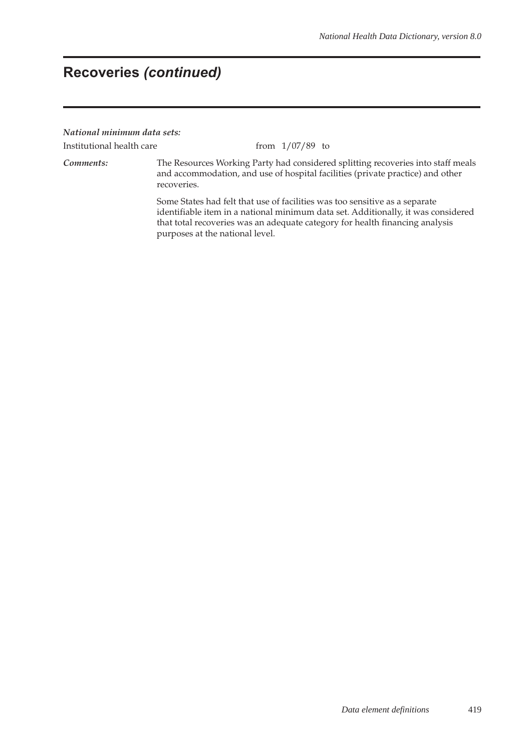# Recoveries *(continued)*

***National minimum data sets:***

Institutional health care from 1/07/89 to

***Comments:*** The Resources Working Party had considered splitting recoveries into staff meals and accommodation, and use of hospital facilities (private practice) and other recoveries.

Some States had felt that use of facilities was too sensitive as a separate identifiable item in a national minimum data set. Additionally, it was considered that total recoveries was an adequate category for health financing analysis purposes at the national level.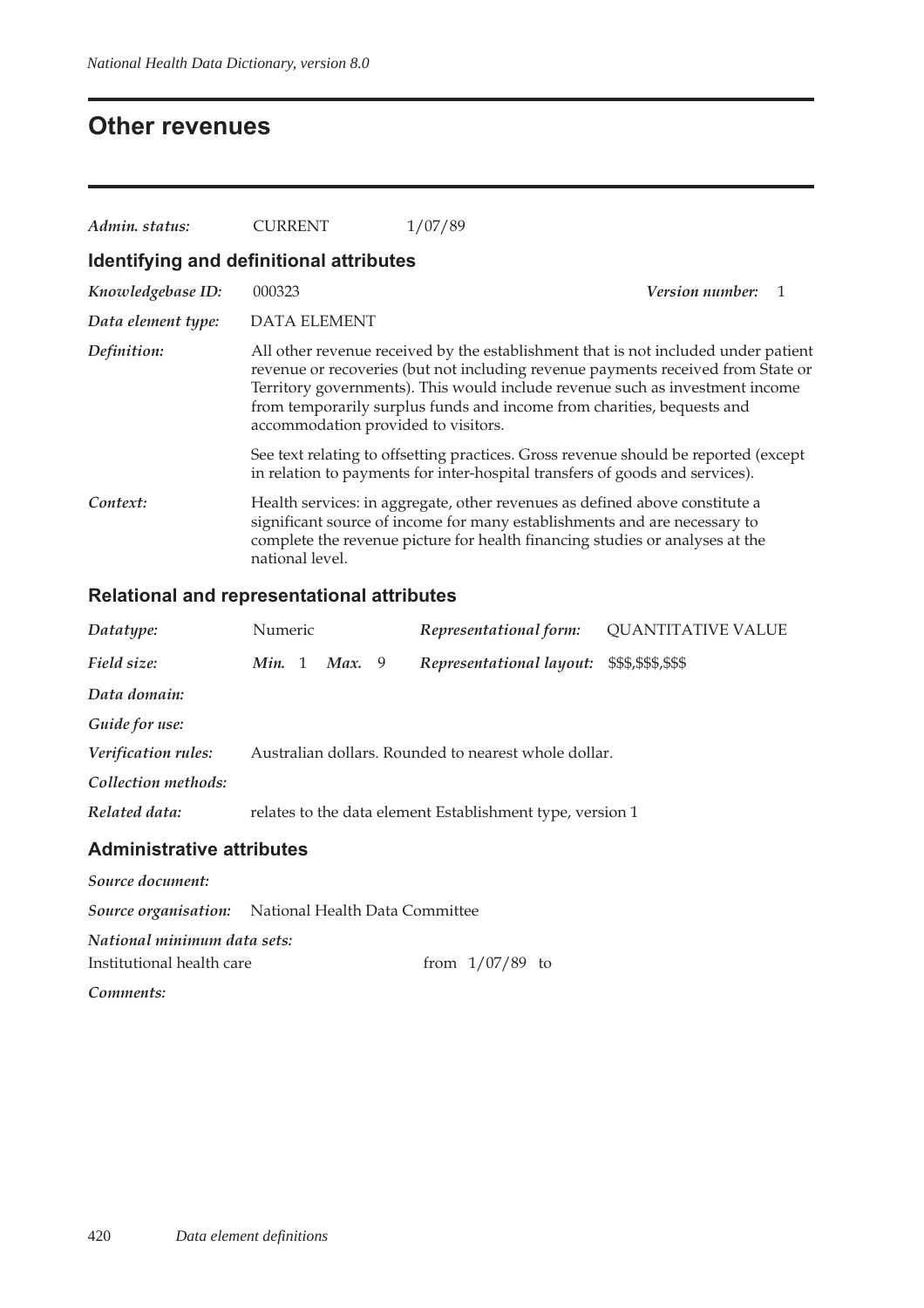# Other revenues

| | | |
|---|---|---|
| *Admin. status:* | CURRENT | 1/07/89 |

## Identifying and definitional attributes

*Knowledgebase ID:* 000323 *Version number:* 1

*Data element type:* DATA ELEMENT

*Definition:* All other revenue received by the establishment that is not included under patient revenue or recoveries (but not including revenue payments received from State or Territory governments). This would include revenue such as investment income from temporarily surplus funds and income from charities, bequests and accommodation provided to visitors.

See text relating to offsetting practices. Gross revenue should be reported (except in relation to payments for inter-hospital transfers of goods and services).

*Context:* Health services: in aggregate, other revenues as defined above constitute a significant source of income for many establishments and are necessary to complete the revenue picture for health financing studies or analyses at the national level.

## Relational and representational attributes

*Datatype:* Numeric *Representational form:* QUANTITATIVE VALUE

*Field size:* ***Min.*** 1 ***Max.*** 9 *Representational layout:* $$$,$$$,$$$

*Data domain:*

*Guide for use:*

*Verification rules:* Australian dollars. Rounded to nearest whole dollar.

*Collection methods:*

*Related data:* relates to the data element Establishment type, version 1

## Administrative attributes

*Source document:*

*Source organisation:* National Health Data Committee

*National minimum data sets:*

Institutional health care from 1/07/89 to

*Comments:*